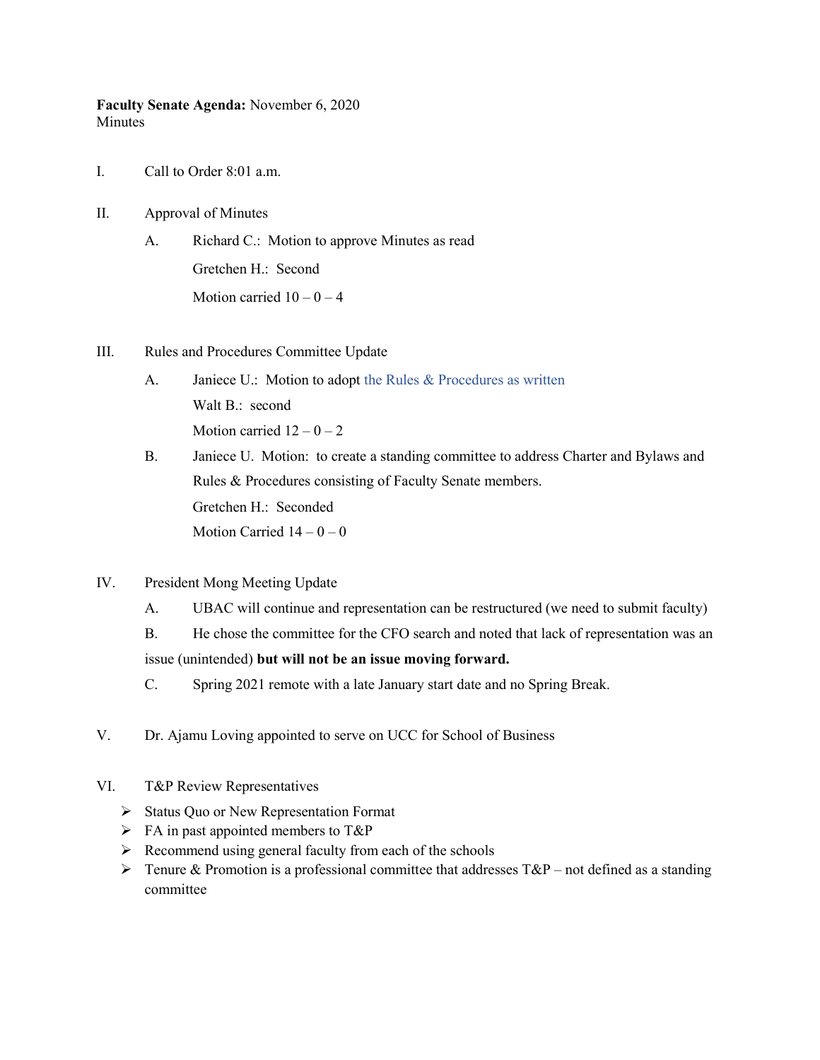**Faculty Senate Agenda:** November 6, 2020
Minutes

I. Call to Order 8:01 a.m.

II. Approval of Minutes

   A. Richard C.: Motion to approve Minutes as read
      Gretchen H.: Second
      Motion carried 10 – 0 – 4

III. Rules and Procedures Committee Update

   A. Janiece U.: Motion to adopt the Rules & Procedures as written
      Walt B.: second
      Motion carried 12 – 0 – 2

   B. Janiece U. Motion: to create a standing committee to address Charter and Bylaws and Rules & Procedures consisting of Faculty Senate members.
      Gretchen H.: Seconded
      Motion Carried 14 – 0 – 0

IV. President Mong Meeting Update

   A. UBAC will continue and representation can be restructured (we need to submit faculty)

   B. He chose the committee for the CFO search and noted that lack of representation was an issue (unintended) **but will not be an issue moving forward.**

   C. Spring 2021 remote with a late January start date and no Spring Break.

V. Dr. Ajamu Loving appointed to serve on UCC for School of Business

VI. T&P Review Representatives

- Status Quo or New Representation Format
- FA in past appointed members to T&P
- Recommend using general faculty from each of the schools
- Tenure & Promotion is a professional committee that addresses T&P – not defined as a standing committee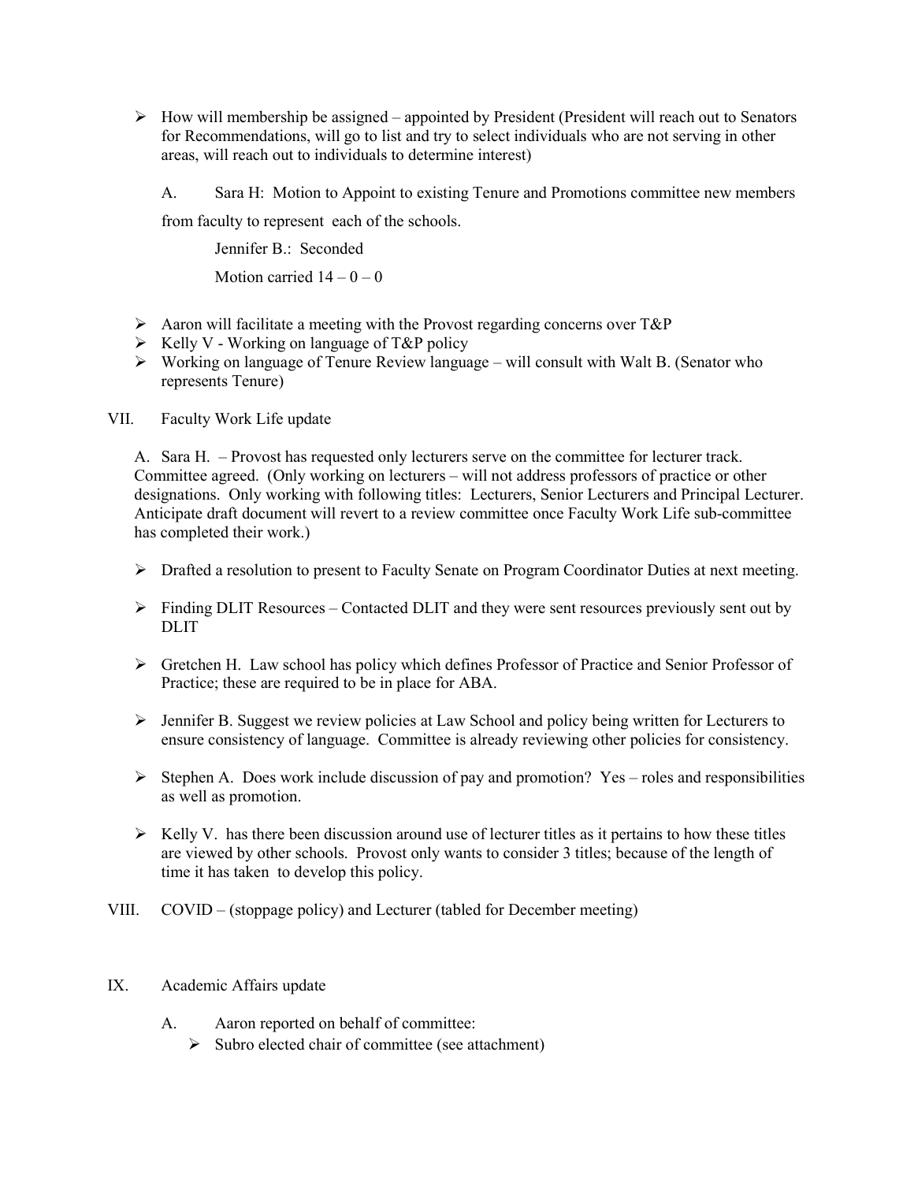- How will membership be assigned – appointed by President (President will reach out to Senators for Recommendations, will go to list and try to select individuals who are not serving in other areas, will reach out to individuals to determine interest)

  A. Sara H: Motion to Appoint to existing Tenure and Promotions committee new members from faculty to represent each of the schools.

     Jennifer B.: Seconded

     Motion carried 14 – 0 – 0

- Aaron will facilitate a meeting with the Provost regarding concerns over T&P
- Kelly V - Working on language of T&P policy
- Working on language of Tenure Review language – will consult with Walt B. (Senator who represents Tenure)

VII. Faculty Work Life update

A. Sara H. – Provost has requested only lecturers serve on the committee for lecturer track. Committee agreed. (Only working on lecturers – will not address professors of practice or other designations. Only working with following titles: Lecturers, Senior Lecturers and Principal Lecturer. Anticipate draft document will revert to a review committee once Faculty Work Life sub-committee has completed their work.)

- Drafted a resolution to present to Faculty Senate on Program Coordinator Duties at next meeting.
- Finding DLIT Resources – Contacted DLIT and they were sent resources previously sent out by DLIT
- Gretchen H. Law school has policy which defines Professor of Practice and Senior Professor of Practice; these are required to be in place for ABA.
- Jennifer B. Suggest we review policies at Law School and policy being written for Lecturers to ensure consistency of language. Committee is already reviewing other policies for consistency.
- Stephen A. Does work include discussion of pay and promotion? Yes – roles and responsibilities as well as promotion.
- Kelly V. has there been discussion around use of lecturer titles as it pertains to how these titles are viewed by other schools. Provost only wants to consider 3 titles; because of the length of time it has taken to develop this policy.

VIII. COVID – (stoppage policy) and Lecturer (tabled for December meeting)

IX. Academic Affairs update

   A. Aaron reported on behalf of committee:
      - Subro elected chair of committee (see attachment)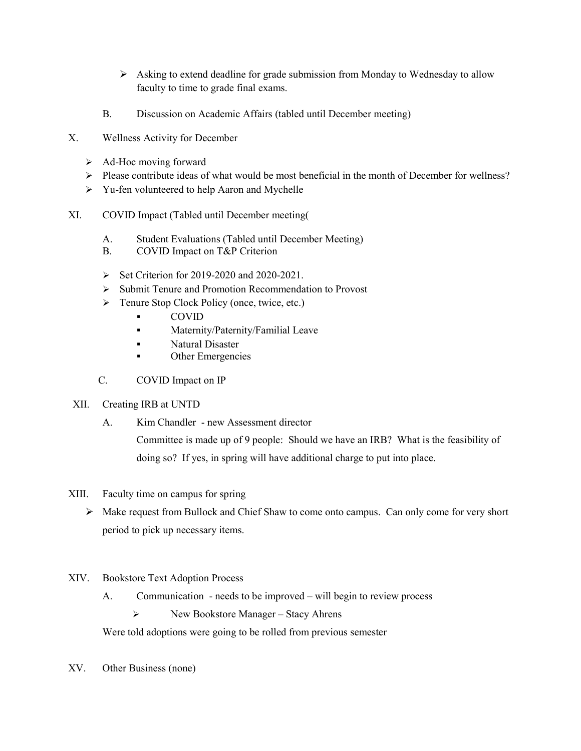- Asking to extend deadline for grade submission from Monday to Wednesday to allow faculty to time to grade final exams.

B. Discussion on Academic Affairs (tabled until December meeting)

X. Wellness Activity for December

- Ad-Hoc moving forward
- Please contribute ideas of what would be most beneficial in the month of December for wellness?
- Yu-fen volunteered to help Aaron and Mychelle

XI. COVID Impact (Tabled until December meeting(

A. Student Evaluations (Tabled until December Meeting)
B. COVID Impact on T&P Criterion

- Set Criterion for 2019-2020 and 2020-2021.
- Submit Tenure and Promotion Recommendation to Provost
- Tenure Stop Clock Policy (once, twice, etc.)
  - COVID
  - Maternity/Paternity/Familial Leave
  - Natural Disaster
  - Other Emergencies

C. COVID Impact on IP

XII. Creating IRB at UNTD

A. Kim Chandler - new Assessment director

Committee is made up of 9 people: Should we have an IRB? What is the feasibility of doing so? If yes, in spring will have additional charge to put into place.

XIII. Faculty time on campus for spring

- Make request from Bullock and Chief Shaw to come onto campus. Can only come for very short period to pick up necessary items.

XIV. Bookstore Text Adoption Process

A. Communication - needs to be improved – will begin to review process

- New Bookstore Manager – Stacy Ahrens

Were told adoptions were going to be rolled from previous semester

XV. Other Business (none)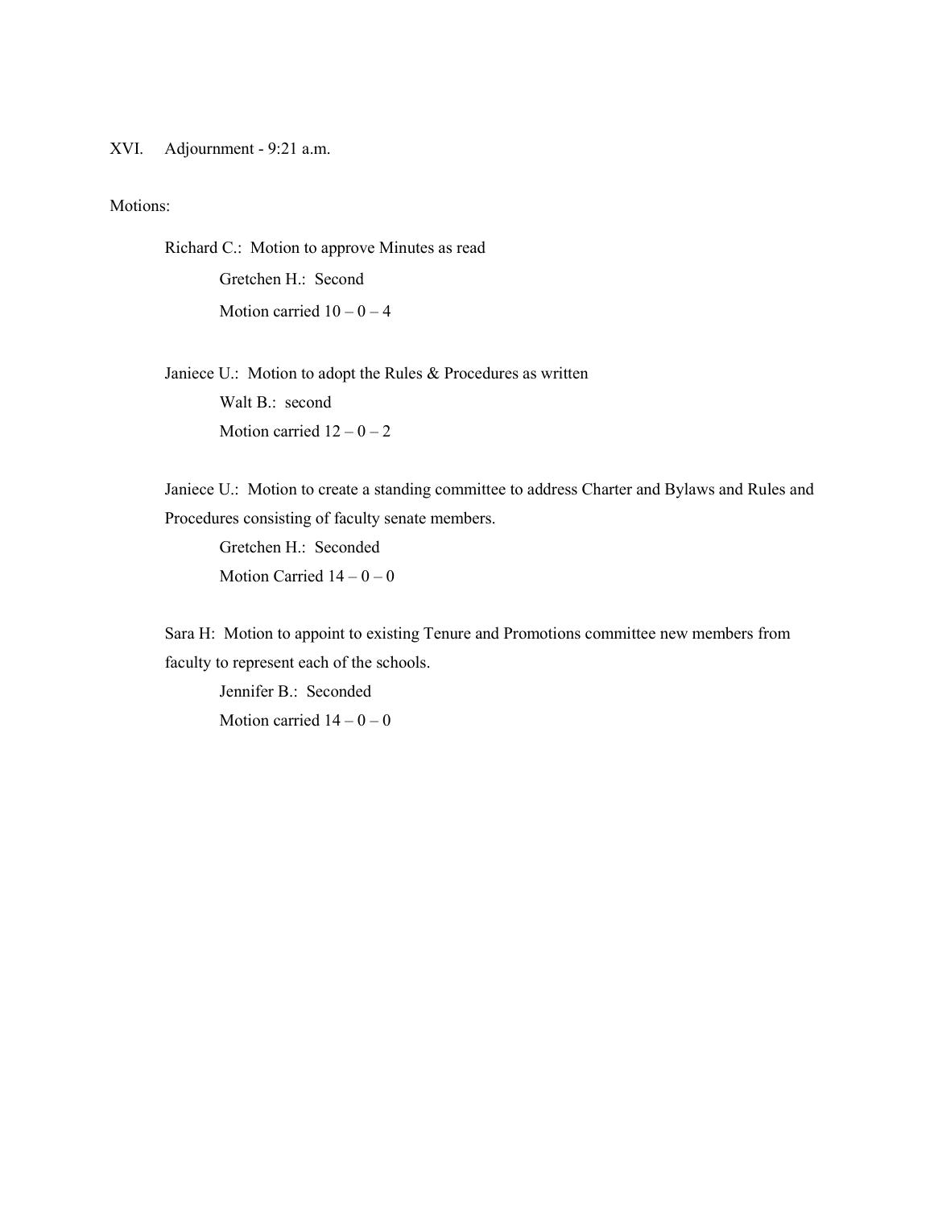XVI. Adjournment - 9:21 a.m.

Motions:

Richard C.: Motion to approve Minutes as read

Gretchen H.: Second

Motion carried 10 – 0 – 4

Janiece U.: Motion to adopt the Rules & Procedures as written

Walt B.: second

Motion carried 12 – 0 – 2

Janiece U.: Motion to create a standing committee to address Charter and Bylaws and Rules and Procedures consisting of faculty senate members.

Gretchen H.: Seconded

Motion Carried 14 – 0 – 0

Sara H: Motion to appoint to existing Tenure and Promotions committee new members from faculty to represent each of the schools.

Jennifer B.: Seconded

Motion carried 14 – 0 – 0